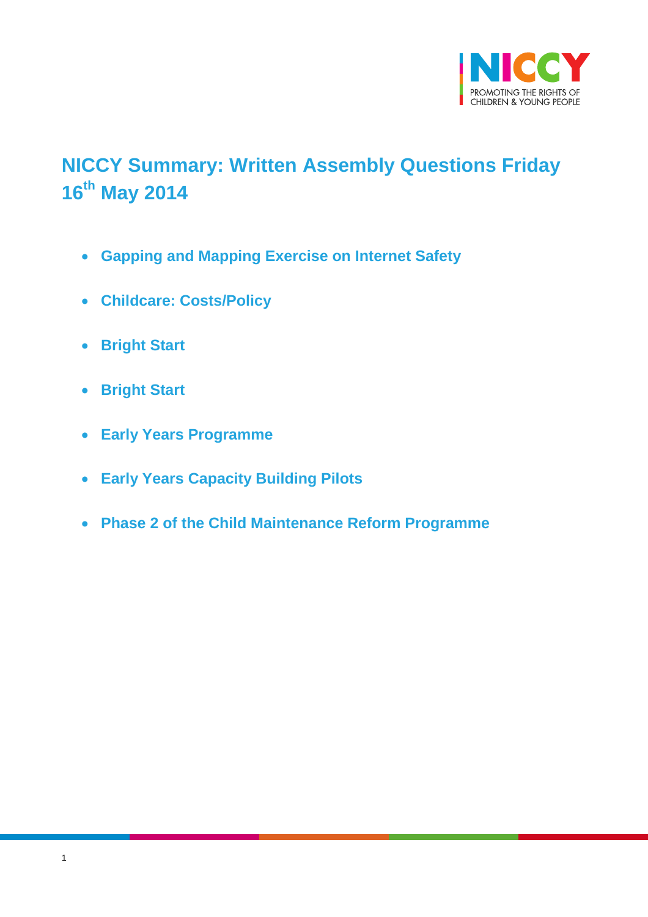# NICCY Summary: Written Assembly Questions Friday 16th May 2014

- **Gapping and Mapping Exercise on Internet Safety**
- **Childcare: Costs/Policy**
- **Bright Start**
- **Bright Start**
- **Early Years Programme**
- **Early Years Capacity Building Pilots**
- **Phase 2 of the Child Maintenance Reform Programme**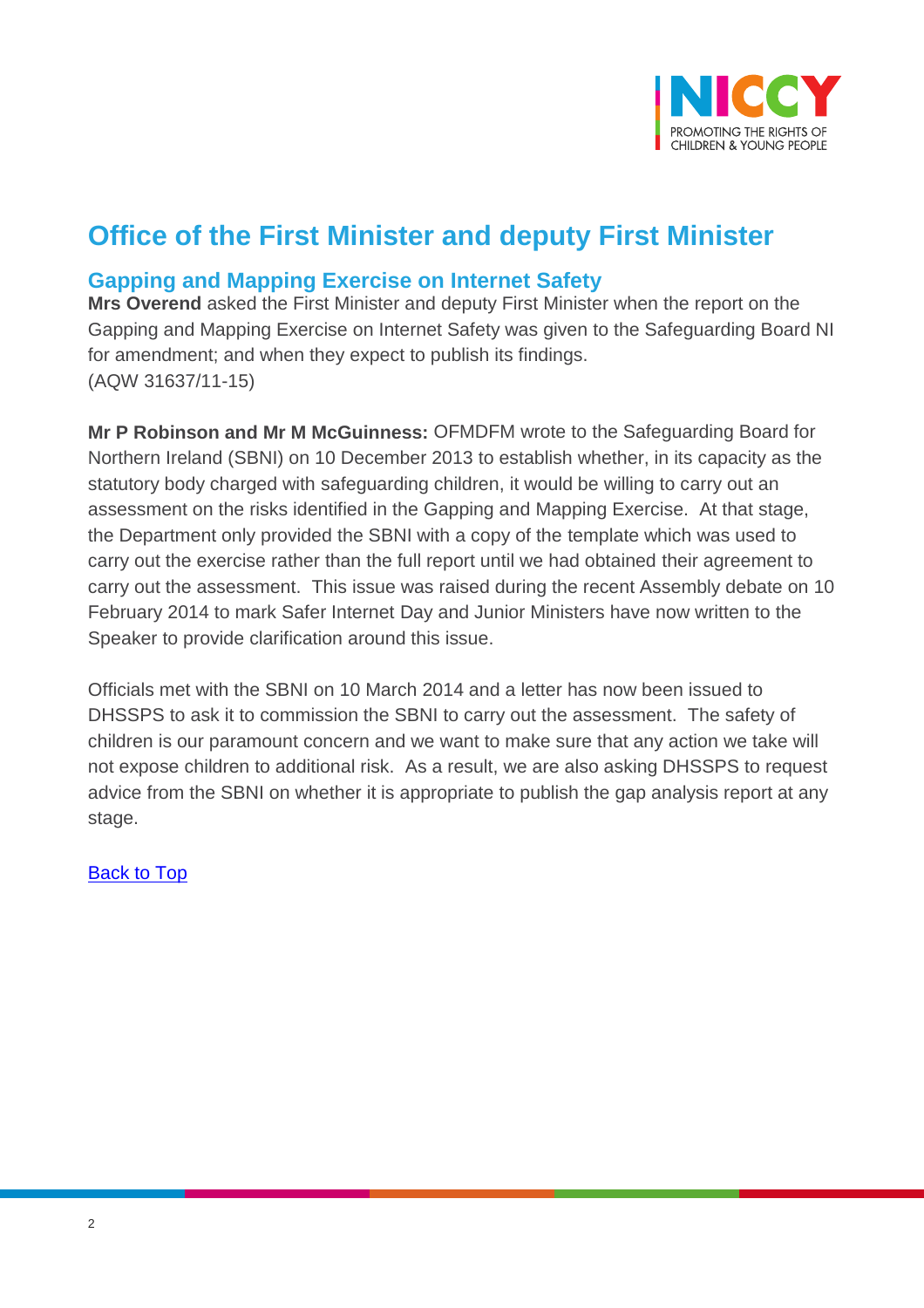# Office of the First Minister and deputy First Minister

## Gapping and Mapping Exercise on Internet Safety

**Mrs Overend** asked the First Minister and deputy First Minister when the report on the Gapping and Mapping Exercise on Internet Safety was given to the Safeguarding Board NI for amendment; and when they expect to publish its findings.
(AQW 31637/11-15)

**Mr P Robinson and Mr M McGuinness:** OFMDFM wrote to the Safeguarding Board for Northern Ireland (SBNI) on 10 December 2013 to establish whether, in its capacity as the statutory body charged with safeguarding children, it would be willing to carry out an assessment on the risks identified in the Gapping and Mapping Exercise. At that stage, the Department only provided the SBNI with a copy of the template which was used to carry out the exercise rather than the full report until we had obtained their agreement to carry out the assessment. This issue was raised during the recent Assembly debate on 10 February 2014 to mark Safer Internet Day and Junior Ministers have now written to the Speaker to provide clarification around this issue.

Officials met with the SBNI on 10 March 2014 and a letter has now been issued to DHSSPS to ask it to commission the SBNI to carry out the assessment. The safety of children is our paramount concern and we want to make sure that any action we take will not expose children to additional risk. As a result, we are also asking DHSSPS to request advice from the SBNI on whether it is appropriate to publish the gap analysis report at any stage.

Back to Top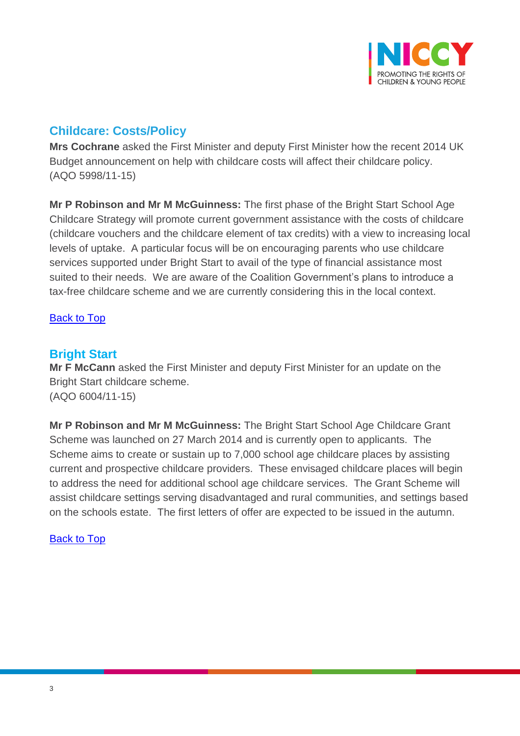## Childcare: Costs/Policy

**Mrs Cochrane** asked the First Minister and deputy First Minister how the recent 2014 UK Budget announcement on help with childcare costs will affect their childcare policy. (AQO 5998/11-15)

**Mr P Robinson and Mr M McGuinness:** The first phase of the Bright Start School Age Childcare Strategy will promote current government assistance with the costs of childcare (childcare vouchers and the childcare element of tax credits) with a view to increasing local levels of uptake. A particular focus will be on encouraging parents who use childcare services supported under Bright Start to avail of the type of financial assistance most suited to their needs. We are aware of the Coalition Government's plans to introduce a tax-free childcare scheme and we are currently considering this in the local context.

Back to Top

## Bright Start

**Mr F McCann** asked the First Minister and deputy First Minister for an update on the Bright Start childcare scheme.
(AQO 6004/11-15)

**Mr P Robinson and Mr M McGuinness:** The Bright Start School Age Childcare Grant Scheme was launched on 27 March 2014 and is currently open to applicants. The Scheme aims to create or sustain up to 7,000 school age childcare places by assisting current and prospective childcare providers. These envisaged childcare places will begin to address the need for additional school age childcare services. The Grant Scheme will assist childcare settings serving disadvantaged and rural communities, and settings based on the schools estate. The first letters of offer are expected to be issued in the autumn.

Back to Top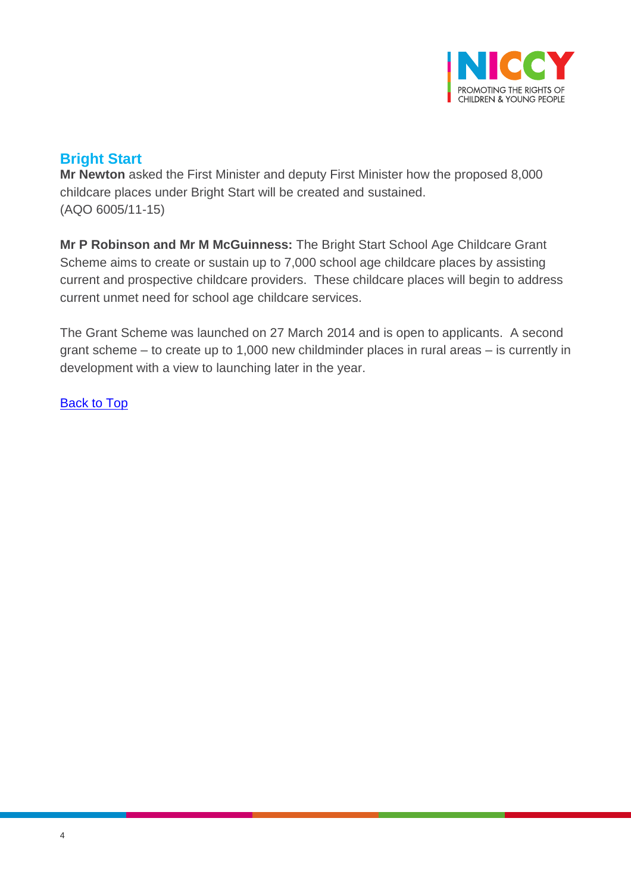## Bright Start

**Mr Newton** asked the First Minister and deputy First Minister how the proposed 8,000 childcare places under Bright Start will be created and sustained.
(AQO 6005/11-15)

**Mr P Robinson and Mr M McGuinness:** The Bright Start School Age Childcare Grant Scheme aims to create or sustain up to 7,000 school age childcare places by assisting current and prospective childcare providers. These childcare places will begin to address current unmet need for school age childcare services.

The Grant Scheme was launched on 27 March 2014 and is open to applicants. A second grant scheme – to create up to 1,000 new childminder places in rural areas – is currently in development with a view to launching later in the year.

Back to Top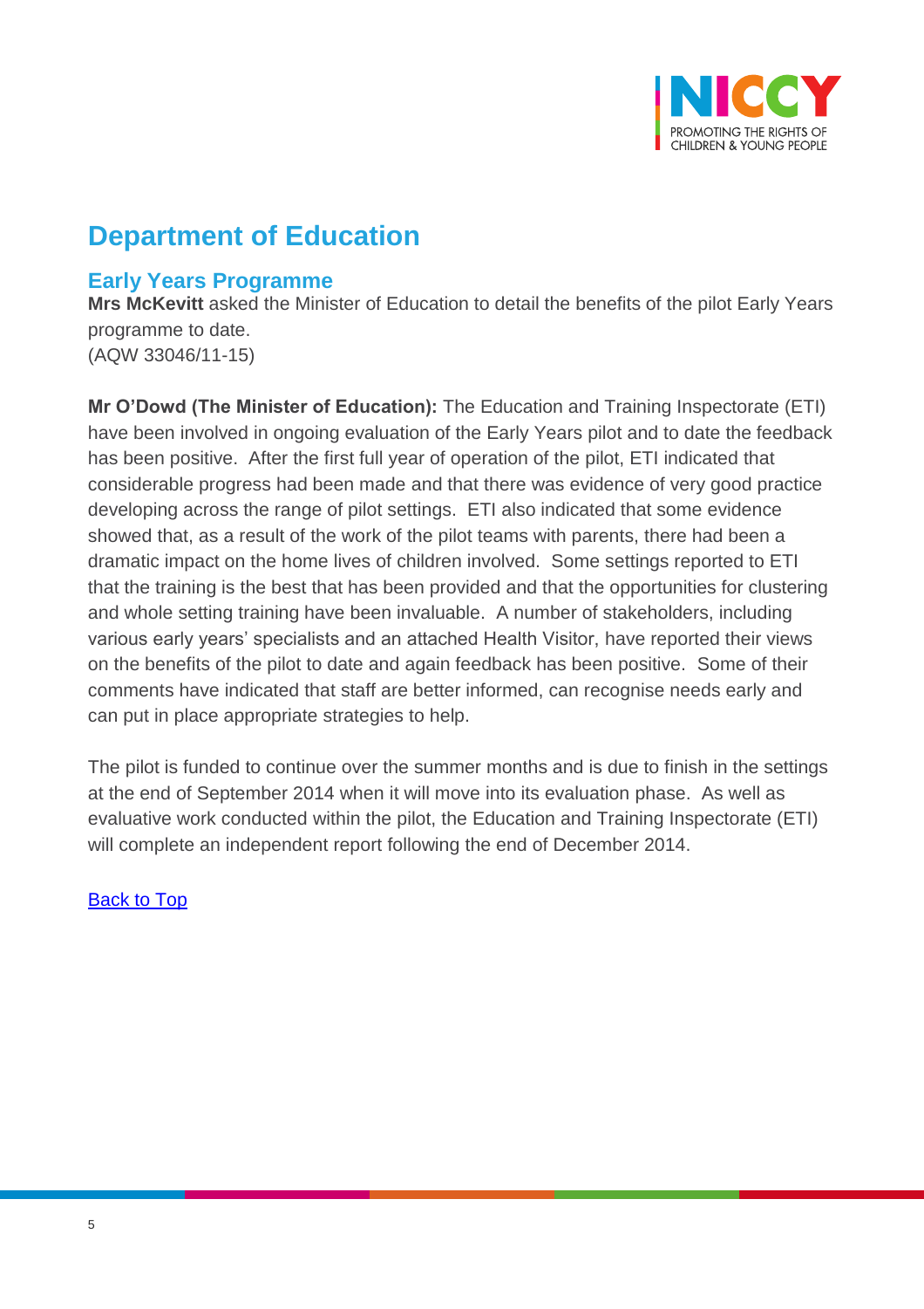## Department of Education

### Early Years Programme

**Mrs McKevitt** asked the Minister of Education to detail the benefits of the pilot Early Years programme to date.
(AQW 33046/11-15)

**Mr O'Dowd (The Minister of Education):** The Education and Training Inspectorate (ETI) have been involved in ongoing evaluation of the Early Years pilot and to date the feedback has been positive. After the first full year of operation of the pilot, ETI indicated that considerable progress had been made and that there was evidence of very good practice developing across the range of pilot settings. ETI also indicated that some evidence showed that, as a result of the work of the pilot teams with parents, there had been a dramatic impact on the home lives of children involved. Some settings reported to ETI that the training is the best that has been provided and that the opportunities for clustering and whole setting training have been invaluable. A number of stakeholders, including various early years' specialists and an attached Health Visitor, have reported their views on the benefits of the pilot to date and again feedback has been positive. Some of their comments have indicated that staff are better informed, can recognise needs early and can put in place appropriate strategies to help.

The pilot is funded to continue over the summer months and is due to finish in the settings at the end of September 2014 when it will move into its evaluation phase. As well as evaluative work conducted within the pilot, the Education and Training Inspectorate (ETI) will complete an independent report following the end of December 2014.

Back to Top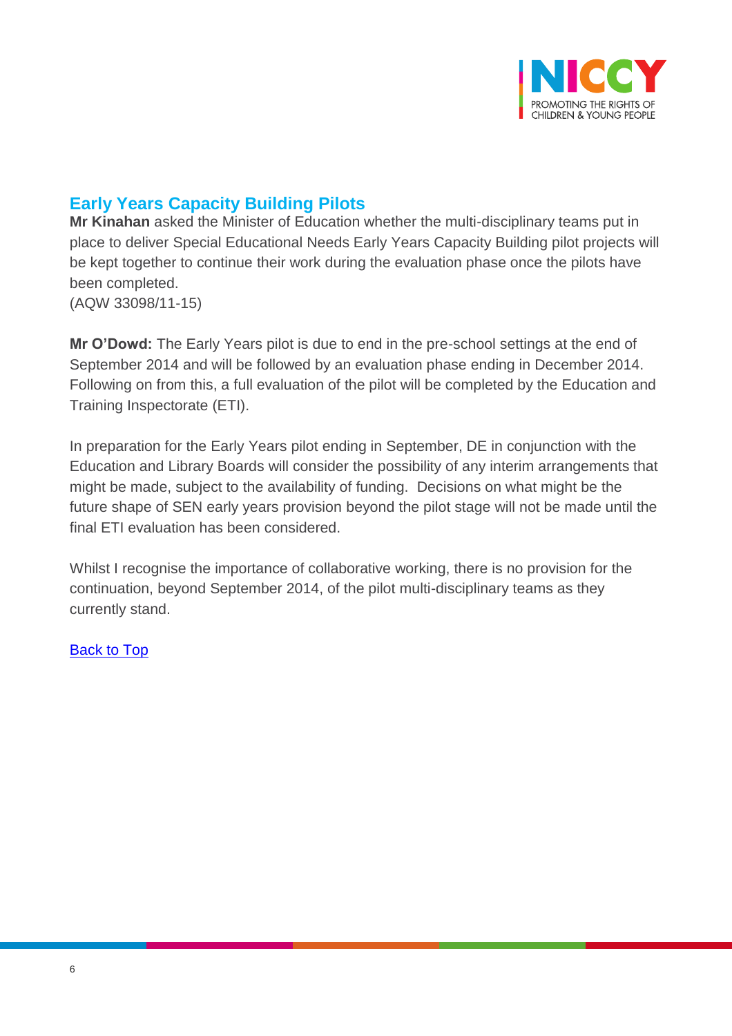## Early Years Capacity Building Pilots

**Mr Kinahan** asked the Minister of Education whether the multi-disciplinary teams put in place to deliver Special Educational Needs Early Years Capacity Building pilot projects will be kept together to continue their work during the evaluation phase once the pilots have been completed.
(AQW 33098/11-15)

**Mr O'Dowd:** The Early Years pilot is due to end in the pre-school settings at the end of September 2014 and will be followed by an evaluation phase ending in December 2014. Following on from this, a full evaluation of the pilot will be completed by the Education and Training Inspectorate (ETI).

In preparation for the Early Years pilot ending in September, DE in conjunction with the Education and Library Boards will consider the possibility of any interim arrangements that might be made, subject to the availability of funding. Decisions on what might be the future shape of SEN early years provision beyond the pilot stage will not be made until the final ETI evaluation has been considered.

Whilst I recognise the importance of collaborative working, there is no provision for the continuation, beyond September 2014, of the pilot multi-disciplinary teams as they currently stand.

Back to Top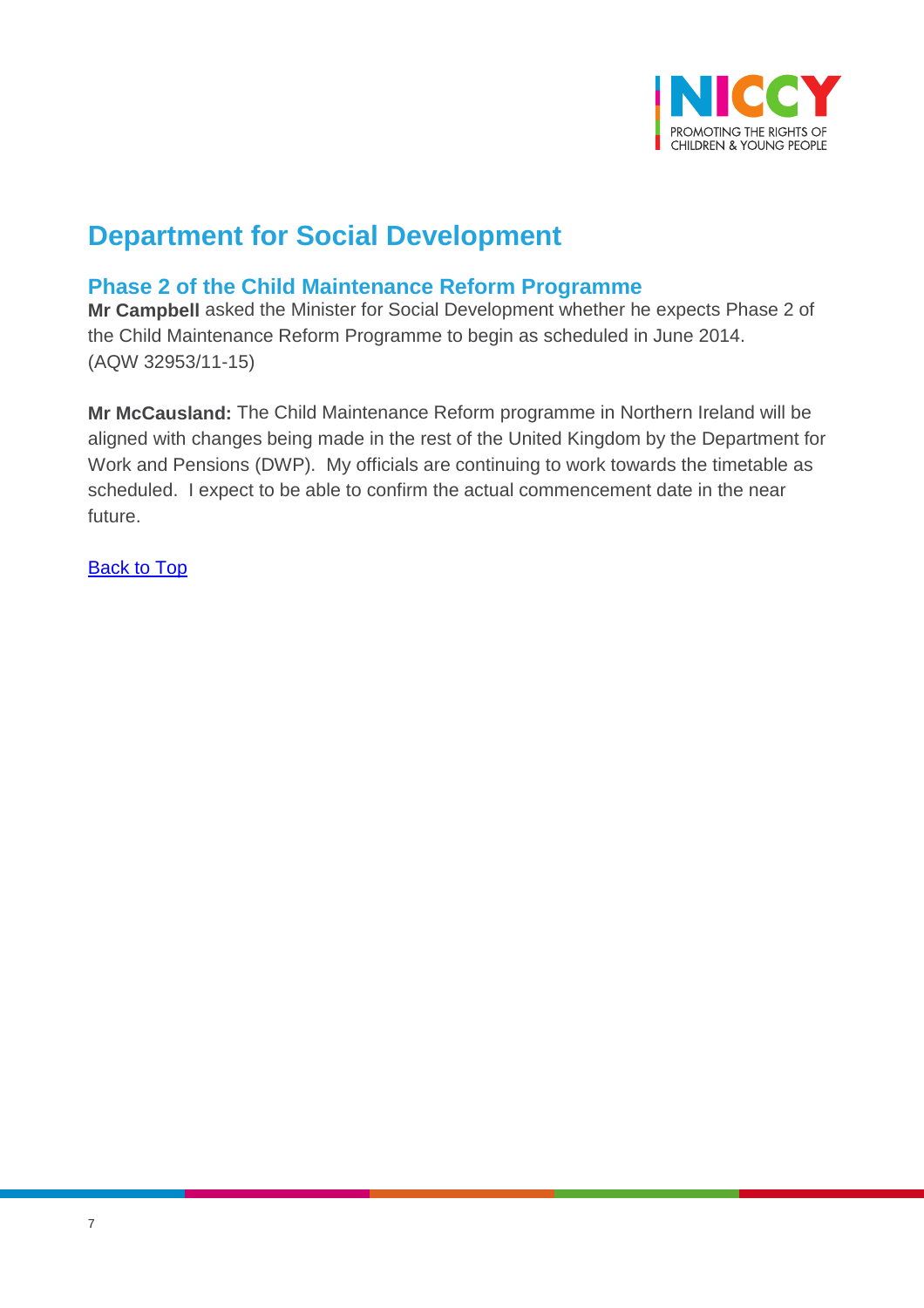## Department for Social Development

### Phase 2 of the Child Maintenance Reform Programme

**Mr Campbell** asked the Minister for Social Development whether he expects Phase 2 of the Child Maintenance Reform Programme to begin as scheduled in June 2014. (AQW 32953/11-15)

**Mr McCausland:** The Child Maintenance Reform programme in Northern Ireland will be aligned with changes being made in the rest of the United Kingdom by the Department for Work and Pensions (DWP). My officials are continuing to work towards the timetable as scheduled. I expect to be able to confirm the actual commencement date in the near future.

Back to Top